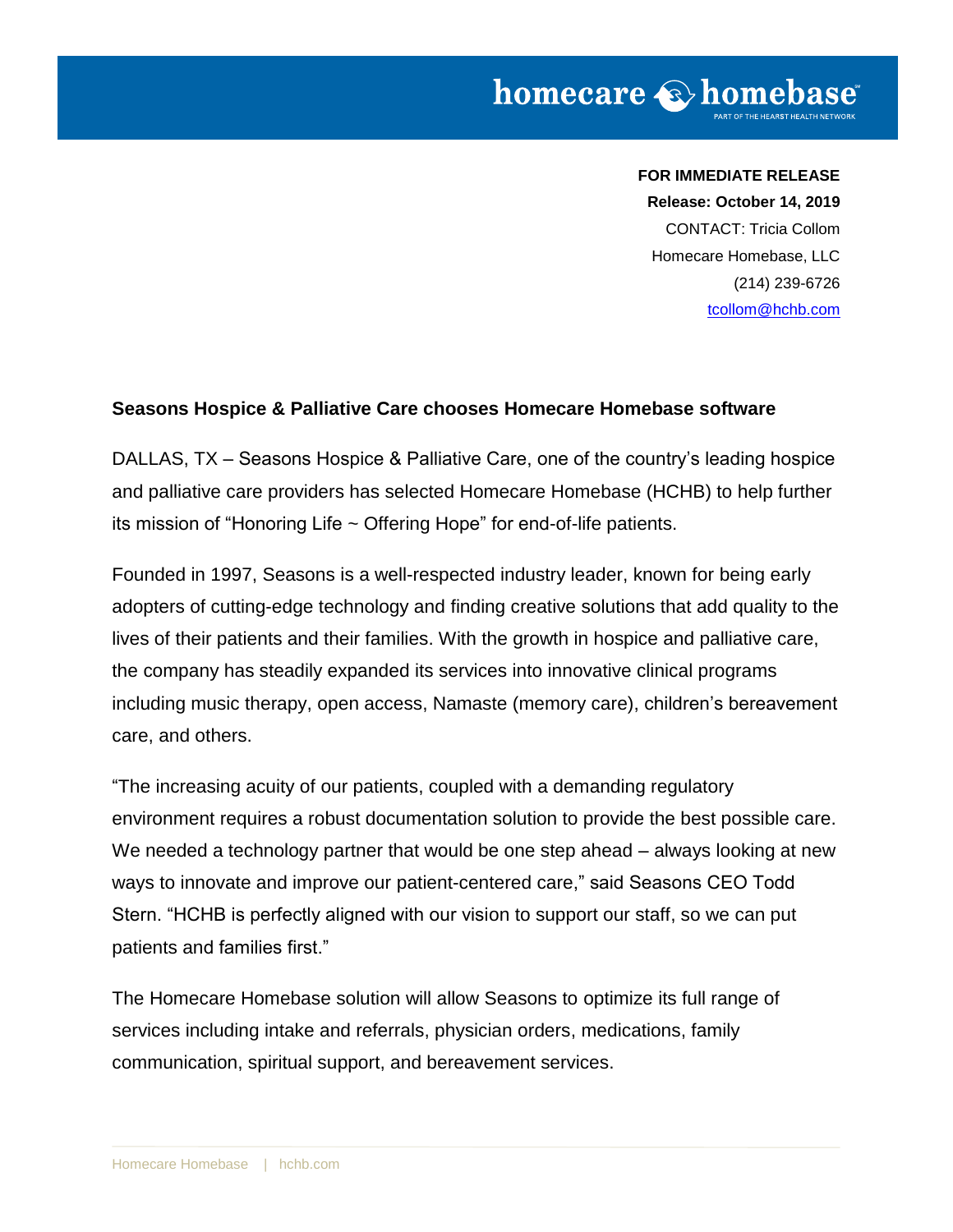**FOR IMMEDIATE RELEASE**
**Release: October 14, 2019**
CONTACT: Tricia Collom
Homecare Homebase, LLC
(214) 239-6726
tcollom@hchb.com

**Seasons Hospice & Palliative Care chooses Homecare Homebase software**

DALLAS, TX – Seasons Hospice & Palliative Care, one of the country's leading hospice and palliative care providers has selected Homecare Homebase (HCHB) to help further its mission of "Honoring Life ~ Offering Hope" for end-of-life patients.

Founded in 1997, Seasons is a well-respected industry leader, known for being early adopters of cutting-edge technology and finding creative solutions that add quality to the lives of their patients and their families. With the growth in hospice and palliative care, the company has steadily expanded its services into innovative clinical programs including music therapy, open access, Namaste (memory care), children's bereavement care, and others.

"The increasing acuity of our patients, coupled with a demanding regulatory environment requires a robust documentation solution to provide the best possible care. We needed a technology partner that would be one step ahead – always looking at new ways to innovate and improve our patient-centered care," said Seasons CEO Todd Stern. "HCHB is perfectly aligned with our vision to support our staff, so we can put patients and families first."

The Homecare Homebase solution will allow Seasons to optimize its full range of services including intake and referrals, physician orders, medications, family communication, spiritual support, and bereavement services.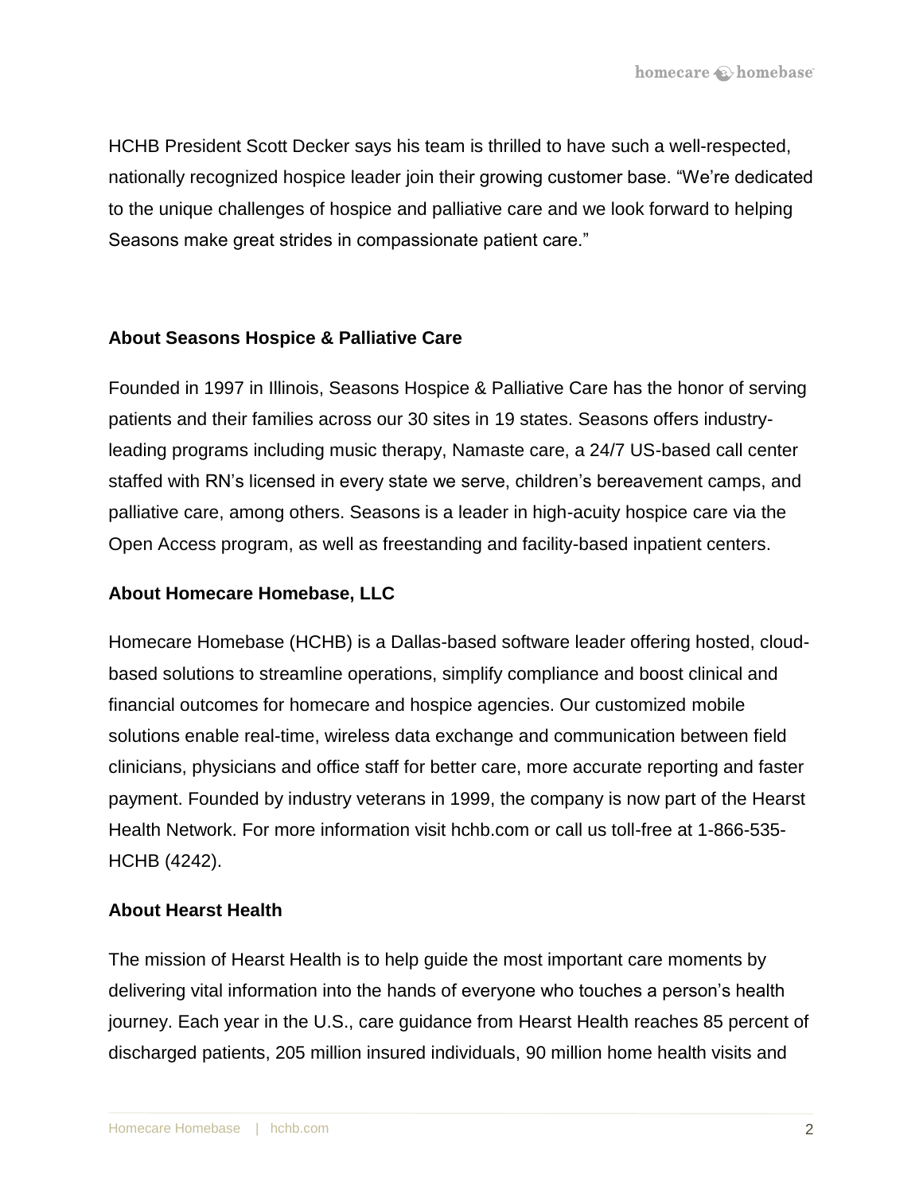HCHB President Scott Decker says his team is thrilled to have such a well-respected, nationally recognized hospice leader join their growing customer base. “We’re dedicated to the unique challenges of hospice and palliative care and we look forward to helping Seasons make great strides in compassionate patient care.”

**About Seasons Hospice & Palliative Care**

Founded in 1997 in Illinois, Seasons Hospice & Palliative Care has the honor of serving patients and their families across our 30 sites in 19 states. Seasons offers industry-leading programs including music therapy, Namaste care, a 24/7 US-based call center staffed with RN’s licensed in every state we serve, children’s bereavement camps, and palliative care, among others. Seasons is a leader in high-acuity hospice care via the Open Access program, as well as freestanding and facility-based inpatient centers.

**About Homecare Homebase, LLC**

Homecare Homebase (HCHB) is a Dallas-based software leader offering hosted, cloud-based solutions to streamline operations, simplify compliance and boost clinical and financial outcomes for homecare and hospice agencies. Our customized mobile solutions enable real-time, wireless data exchange and communication between field clinicians, physicians and office staff for better care, more accurate reporting and faster payment. Founded by industry veterans in 1999, the company is now part of the Hearst Health Network. For more information visit hchb.com or call us toll-free at 1-866-535-HCHB (4242).

**About Hearst Health**

The mission of Hearst Health is to help guide the most important care moments by delivering vital information into the hands of everyone who touches a person’s health journey. Each year in the U.S., care guidance from Hearst Health reaches 85 percent of discharged patients, 205 million insured individuals, 90 million home health visits and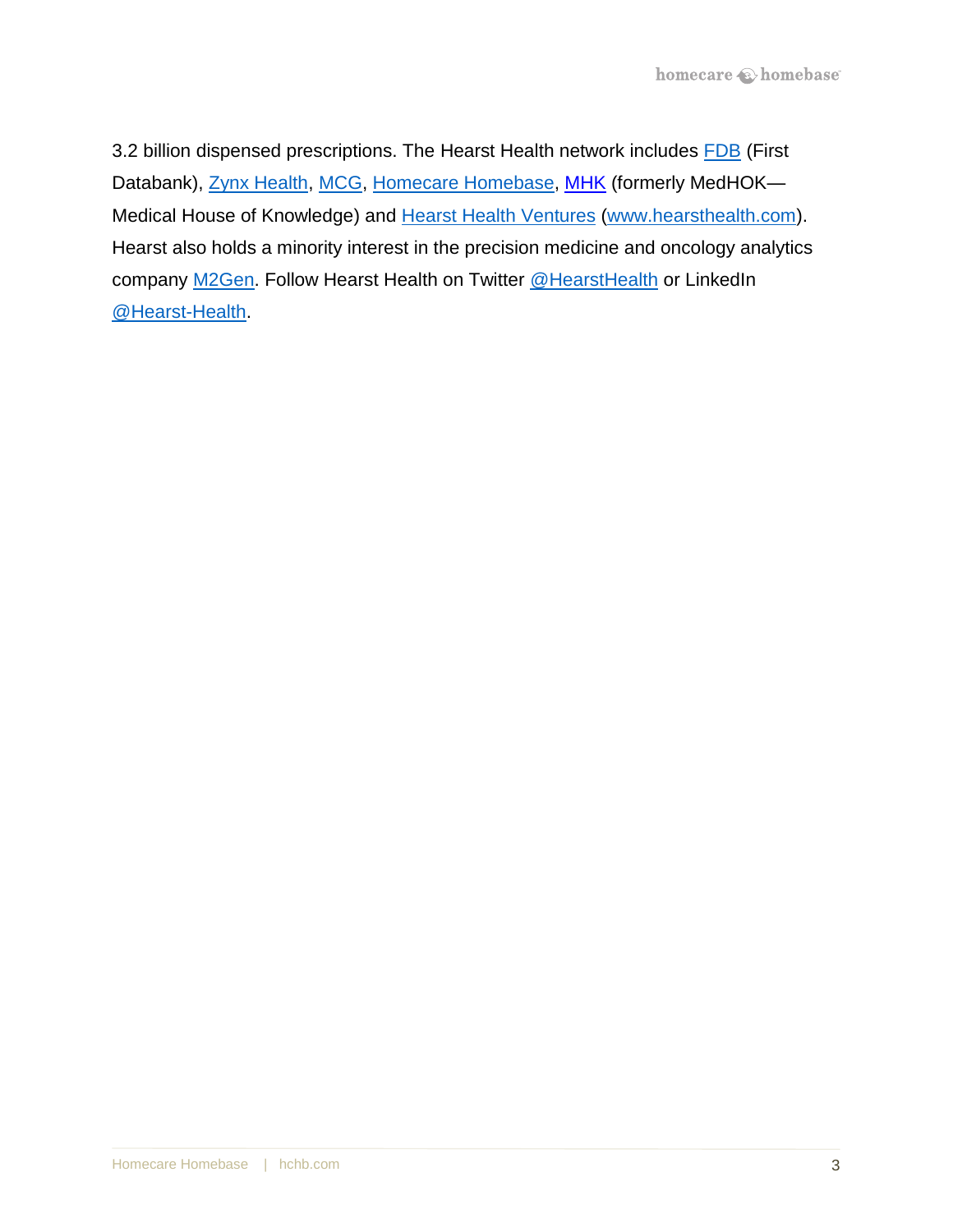3.2 billion dispensed prescriptions. The Hearst Health network includes FDB (First Databank), Zynx Health, MCG, Homecare Homebase, MHK (formerly MedHOK—Medical House of Knowledge) and Hearst Health Ventures (www.hearsthealth.com). Hearst also holds a minority interest in the precision medicine and oncology analytics company M2Gen. Follow Hearst Health on Twitter @HearstHealth or LinkedIn @Hearst-Health.